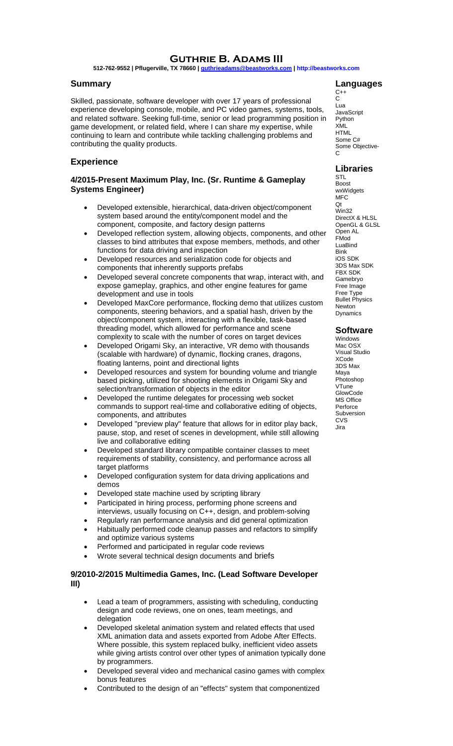# Guthrie B. Adams III

**512-762-9552 | Pflugerville, TX 78660 | guthrieadams@beastworks.com | http://beastworks.com**

## Summary

Skilled, passionate, software developer with over 17 years of professional experience developing console, mobile, and PC video games, systems, tools, and related software. Seeking full-time, senior or lead programming position in game development, or related field, where I can share my expertise, while continuing to learn and contribute while tackling challenging problems and contributing the quality products.

## Experience

### 4/2015-Present Maximum Play, Inc. (Sr. Runtime & Gameplay Systems Engineer)

- Developed extensible, hierarchical, data-driven object/component system based around the entity/component model and the component, composite, and factory design patterns
- Developed reflection system, allowing objects, components, and other classes to bind attributes that expose members, methods, and other functions for data driving and inspection
- Developed resources and serialization code for objects and components that inherently supports prefabs
- Developed several concrete components that wrap, interact with, and expose gameplay, graphics, and other engine features for game development and use in tools
- Developed MaxCore performance, flocking demo that utilizes custom components, steering behaviors, and a spatial hash, driven by the object/component system, interacting with a flexible, task-based threading model, which allowed for performance and scene complexity to scale with the number of cores on target devices
- Developed Origami Sky, an interactive, VR demo with thousands (scalable with hardware) of dynamic, flocking cranes, dragons, floating lanterns, point and directional lights
- Developed resources and system for bounding volume and triangle based picking, utilized for shooting elements in Origami Sky and selection/transformation of objects in the editor
- Developed the runtime delegates for processing web socket commands to support real-time and collaborative editing of objects, components, and attributes
- Developed "preview play" feature that allows for in editor play back, pause, stop, and reset of scenes in development, while still allowing live and collaborative editing
- Developed standard library compatible container classes to meet requirements of stability, consistency, and performance across all target platforms
- Developed configuration system for data driving applications and demos
- Developed state machine used by scripting library
- Participated in hiring process, performing phone screens and interviews, usually focusing on C++, design, and problem-solving
- Regularly ran performance analysis and did general optimization
- Habitually performed code cleanup passes and refactors to simplify and optimize various systems
- Performed and participated in regular code reviews
- Wrote several technical design documents and briefs

### 9/2010-2/2015 Multimedia Games, Inc. (Lead Software Developer III)

- Lead a team of programmers, assisting with scheduling, conducting design and code reviews, one on ones, team meetings, and delegation
- Developed skeletal animation system and related effects that used XML animation data and assets exported from Adobe After Effects. Where possible, this system replaced bulky, inefficient video assets while giving artists control over other types of animation typically done by programmers.
- Developed several video and mechanical casino games with complex bonus features
- Contributed to the design of an "effects" system that componentized

## Languages

C++
C
Lua
JavaScript
Python
XML
HTML
Some C#
Some Objective-C

## Libraries

STL
Boost
wxWidgets
MFC
Qt
Win32
DirectX & HLSL
OpenGL & GLSL
Open AL
FMod
LuaBind
Bink
iOS SDK
3DS Max SDK
FBX SDK
Gamebryo
Free Image
Free Type
Bullet Physics
Newton Dynamics

## Software

Windows
Mac OSX
Visual Studio
XCode
3DS Max
Maya
Photoshop
VTune
GlowCode
MS Office
Perforce
Subversion
CVS
Jira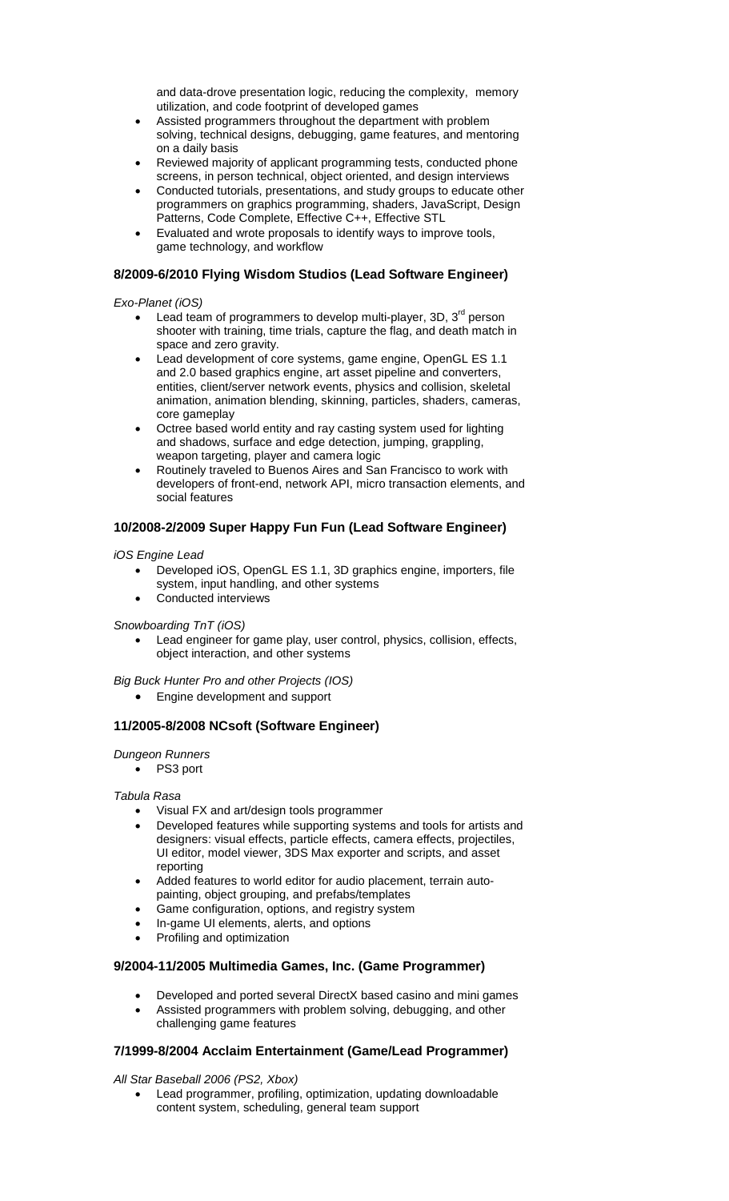and data-drove presentation logic, reducing the complexity, memory utilization, and code footprint of developed games
- Assisted programmers throughout the department with problem solving, technical designs, debugging, game features, and mentoring on a daily basis
- Reviewed majority of applicant programming tests, conducted phone screens, in person technical, object oriented, and design interviews
- Conducted tutorials, presentations, and study groups to educate other programmers on graphics programming, shaders, JavaScript, Design Patterns, Code Complete, Effective C++, Effective STL
- Evaluated and wrote proposals to identify ways to improve tools, game technology, and workflow

### 8/2009-6/2010 Flying Wisdom Studios (Lead Software Engineer)

*Exo-Planet (iOS)*

- Lead team of programmers to develop multi-player, 3D, 3rd person shooter with training, time trials, capture the flag, and death match in space and zero gravity.
- Lead development of core systems, game engine, OpenGL ES 1.1 and 2.0 based graphics engine, art asset pipeline and converters, entities, client/server network events, physics and collision, skeletal animation, animation blending, skinning, particles, shaders, cameras, core gameplay
- Octree based world entity and ray casting system used for lighting and shadows, surface and edge detection, jumping, grappling, weapon targeting, player and camera logic
- Routinely traveled to Buenos Aires and San Francisco to work with developers of front-end, network API, micro transaction elements, and social features

### 10/2008-2/2009 Super Happy Fun Fun (Lead Software Engineer)

*iOS Engine Lead*

- Developed iOS, OpenGL ES 1.1, 3D graphics engine, importers, file system, input handling, and other systems
- Conducted interviews

*Snowboarding TnT (iOS)*

- Lead engineer for game play, user control, physics, collision, effects, object interaction, and other systems

*Big Buck Hunter Pro and other Projects (IOS)*

- Engine development and support

### 11/2005-8/2008 NCsoft (Software Engineer)

*Dungeon Runners*

- PS3 port

*Tabula Rasa*

- Visual FX and art/design tools programmer
- Developed features while supporting systems and tools for artists and designers: visual effects, particle effects, camera effects, projectiles, UI editor, model viewer, 3DS Max exporter and scripts, and asset reporting
- Added features to world editor for audio placement, terrain auto-painting, object grouping, and prefabs/templates
- Game configuration, options, and registry system
- In-game UI elements, alerts, and options
- Profiling and optimization

### 9/2004-11/2005 Multimedia Games, Inc. (Game Programmer)

- Developed and ported several DirectX based casino and mini games
- Assisted programmers with problem solving, debugging, and other challenging game features

### 7/1999-8/2004 Acclaim Entertainment (Game/Lead Programmer)

*All Star Baseball 2006 (PS2, Xbox)*

- Lead programmer, profiling, optimization, updating downloadable content system, scheduling, general team support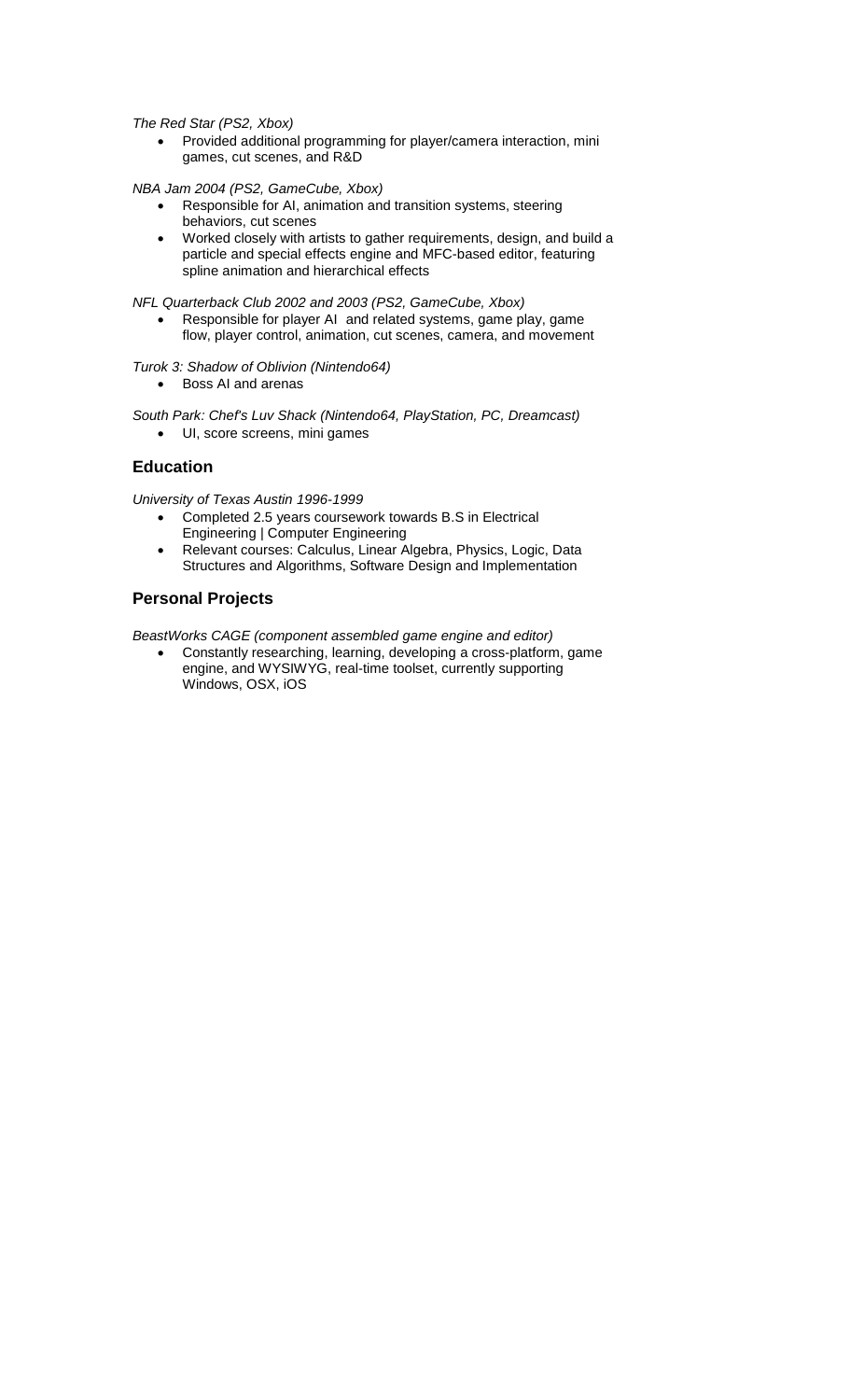*The Red Star (PS2, Xbox)*

- Provided additional programming for player/camera interaction, mini games, cut scenes, and R&D

*NBA Jam 2004 (PS2, GameCube, Xbox)*

- Responsible for AI, animation and transition systems, steering behaviors, cut scenes
- Worked closely with artists to gather requirements, design, and build a particle and special effects engine and MFC-based editor, featuring spline animation and hierarchical effects

*NFL Quarterback Club 2002 and 2003 (PS2, GameCube, Xbox)*

- Responsible for player AI and related systems, game play, game flow, player control, animation, cut scenes, camera, and movement

*Turok 3: Shadow of Oblivion (Nintendo64)*

- Boss AI and arenas

*South Park: Chef's Luv Shack (Nintendo64, PlayStation, PC, Dreamcast)*

- UI, score screens, mini games

## Education

*University of Texas Austin 1996-1999*

- Completed 2.5 years coursework towards B.S in Electrical Engineering | Computer Engineering
- Relevant courses: Calculus, Linear Algebra, Physics, Logic, Data Structures and Algorithms, Software Design and Implementation

## Personal Projects

*BeastWorks CAGE (component assembled game engine and editor)*

- Constantly researching, learning, developing a cross-platform, game engine, and WYSIWYG, real-time toolset, currently supporting Windows, OSX, iOS